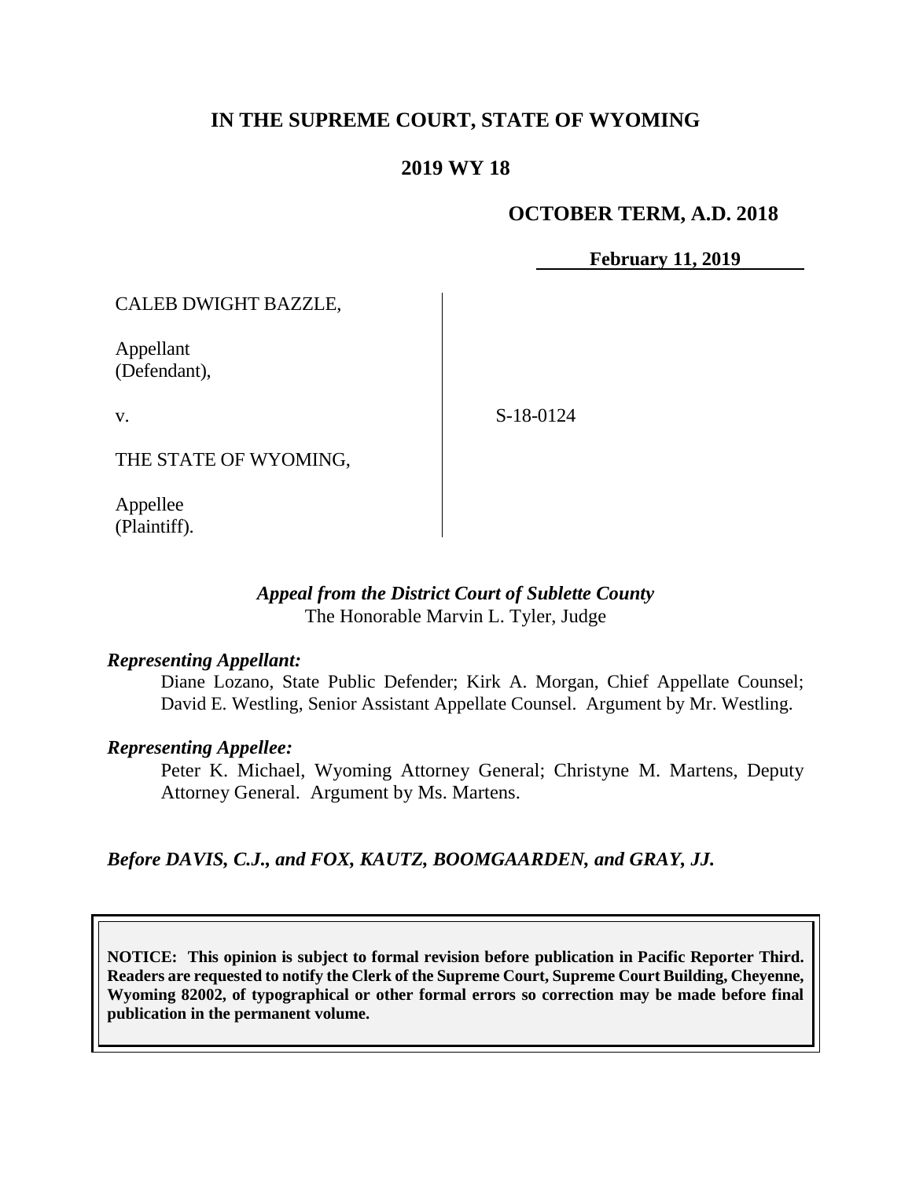# IN THE SUPREME COURT, STATE OF WYOMING

## 2019 WY 18

**OCTOBER TERM, A.D. 2018**

**February 11, 2019**

| | |
|---|---|
| CALEB DWIGHT BAZZLE,<br><br>Appellant<br>(Defendant),<br><br>v.<br><br>THE STATE OF WYOMING,<br><br>Appellee<br>(Plaintiff). | S-18-0124 |

***Appeal from the District Court of Sublette County***
The Honorable Marvin L. Tyler, Judge

***Representing Appellant:***

Diane Lozano, State Public Defender; Kirk A. Morgan, Chief Appellate Counsel; David E. Westling, Senior Assistant Appellate Counsel. Argument by Mr. Westling.

***Representing Appellee:***

Peter K. Michael, Wyoming Attorney General; Christyne M. Martens, Deputy Attorney General. Argument by Ms. Martens.

***Before DAVIS, C.J., and FOX, KAUTZ, BOOMGAARDEN, and GRAY, JJ.***

**NOTICE: This opinion is subject to formal revision before publication in Pacific Reporter Third. Readers are requested to notify the Clerk of the Supreme Court, Supreme Court Building, Cheyenne, Wyoming 82002, of typographical or other formal errors so correction may be made before final publication in the permanent volume.**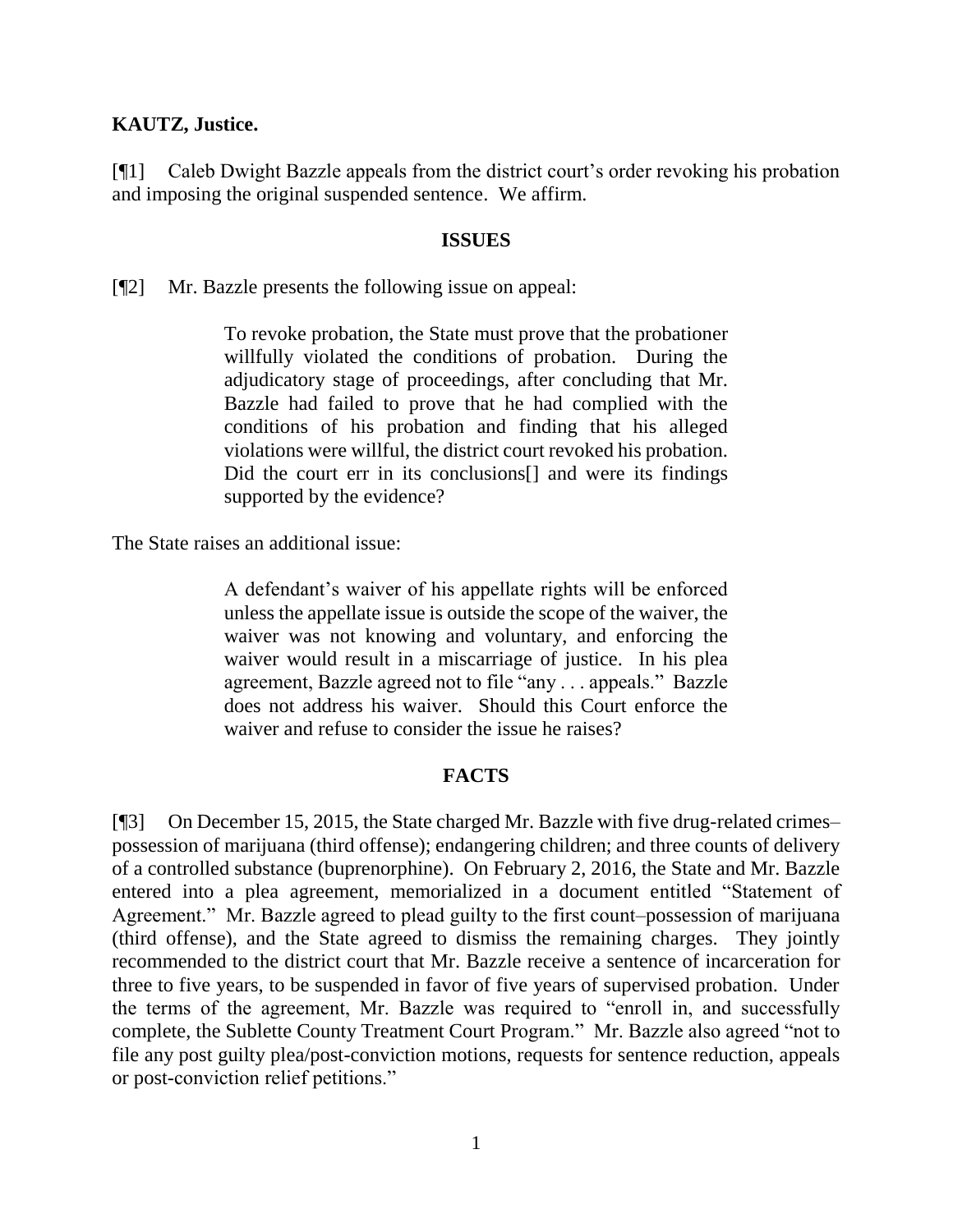**KAUTZ, Justice.**

[¶1] Caleb Dwight Bazzle appeals from the district court's order revoking his probation and imposing the original suspended sentence. We affirm.

## ISSUES

[¶2] Mr. Bazzle presents the following issue on appeal:

> To revoke probation, the State must prove that the probationer willfully violated the conditions of probation. During the adjudicatory stage of proceedings, after concluding that Mr. Bazzle had failed to prove that he had complied with the conditions of his probation and finding that his alleged violations were willful, the district court revoked his probation. Did the court err in its conclusions[] and were its findings supported by the evidence?

The State raises an additional issue:

> A defendant's waiver of his appellate rights will be enforced unless the appellate issue is outside the scope of the waiver, the waiver was not knowing and voluntary, and enforcing the waiver would result in a miscarriage of justice. In his plea agreement, Bazzle agreed not to file "any . . . appeals." Bazzle does not address his waiver. Should this Court enforce the waiver and refuse to consider the issue he raises?

## FACTS

[¶3] On December 15, 2015, the State charged Mr. Bazzle with five drug-related crimes–possession of marijuana (third offense); endangering children; and three counts of delivery of a controlled substance (buprenorphine). On February 2, 2016, the State and Mr. Bazzle entered into a plea agreement, memorialized in a document entitled "Statement of Agreement." Mr. Bazzle agreed to plead guilty to the first count–possession of marijuana (third offense), and the State agreed to dismiss the remaining charges. They jointly recommended to the district court that Mr. Bazzle receive a sentence of incarceration for three to five years, to be suspended in favor of five years of supervised probation. Under the terms of the agreement, Mr. Bazzle was required to "enroll in, and successfully complete, the Sublette County Treatment Court Program." Mr. Bazzle also agreed "not to file any post guilty plea/post-conviction motions, requests for sentence reduction, appeals or post-conviction relief petitions."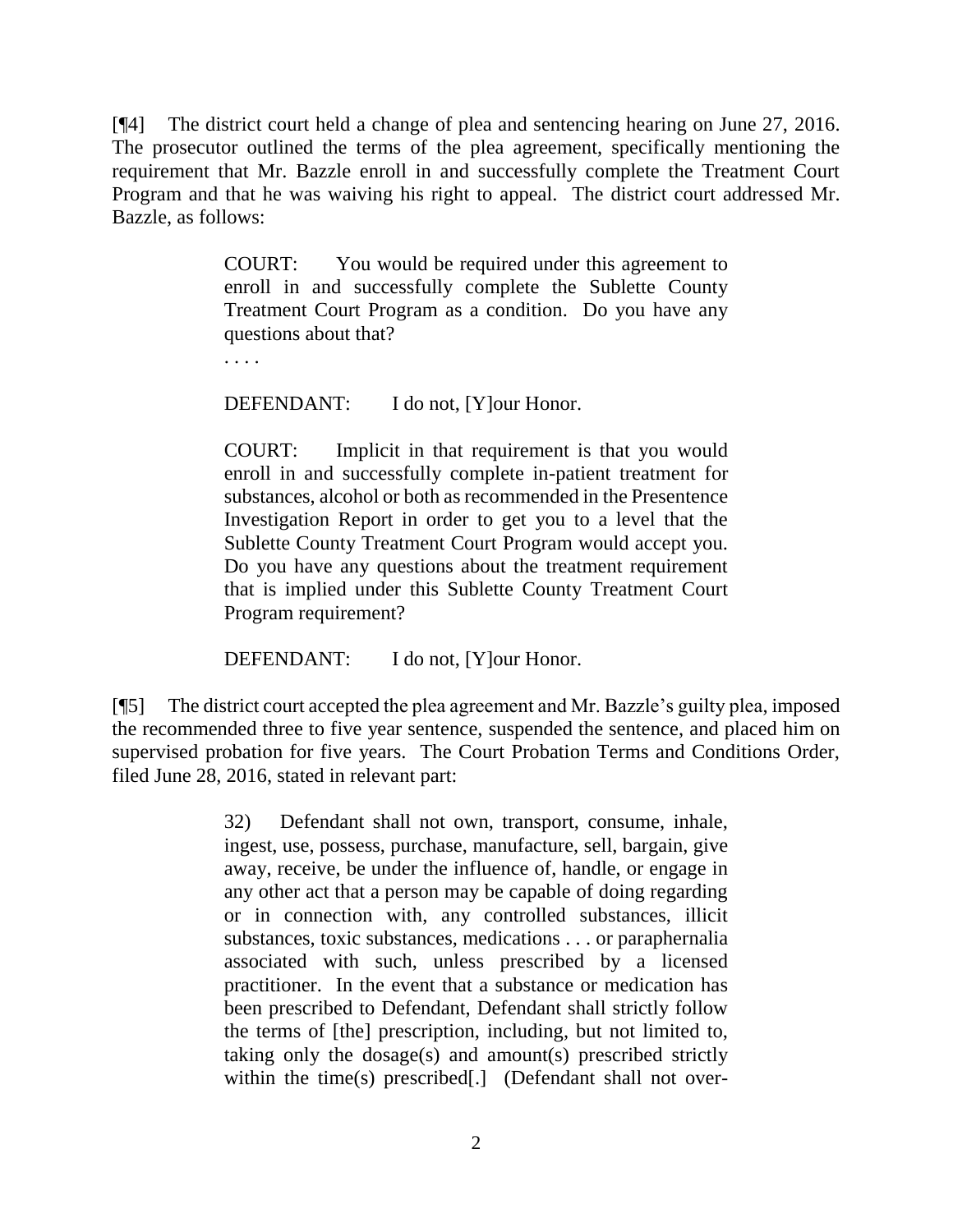[¶4] The district court held a change of plea and sentencing hearing on June 27, 2016. The prosecutor outlined the terms of the plea agreement, specifically mentioning the requirement that Mr. Bazzle enroll in and successfully complete the Treatment Court Program and that he was waiving his right to appeal. The district court addressed Mr. Bazzle, as follows:

> COURT: You would be required under this agreement to enroll in and successfully complete the Sublette County Treatment Court Program as a condition. Do you have any questions about that?
>
> . . . .
>
> DEFENDANT: I do not, [Y]our Honor.
>
> COURT: Implicit in that requirement is that you would enroll in and successfully complete in-patient treatment for substances, alcohol or both as recommended in the Presentence Investigation Report in order to get you to a level that the Sublette County Treatment Court Program would accept you. Do you have any questions about the treatment requirement that is implied under this Sublette County Treatment Court Program requirement?
>
> DEFENDANT: I do not, [Y]our Honor.

[¶5] The district court accepted the plea agreement and Mr. Bazzle's guilty plea, imposed the recommended three to five year sentence, suspended the sentence, and placed him on supervised probation for five years. The Court Probation Terms and Conditions Order, filed June 28, 2016, stated in relevant part:

> 32) Defendant shall not own, transport, consume, inhale, ingest, use, possess, purchase, manufacture, sell, bargain, give away, receive, be under the influence of, handle, or engage in any other act that a person may be capable of doing regarding or in connection with, any controlled substances, illicit substances, toxic substances, medications . . . or paraphernalia associated with such, unless prescribed by a licensed practitioner. In the event that a substance or medication has been prescribed to Defendant, Defendant shall strictly follow the terms of [the] prescription, including, but not limited to, taking only the dosage(s) and amount(s) prescribed strictly within the time(s) prescribed[.] (Defendant shall not over-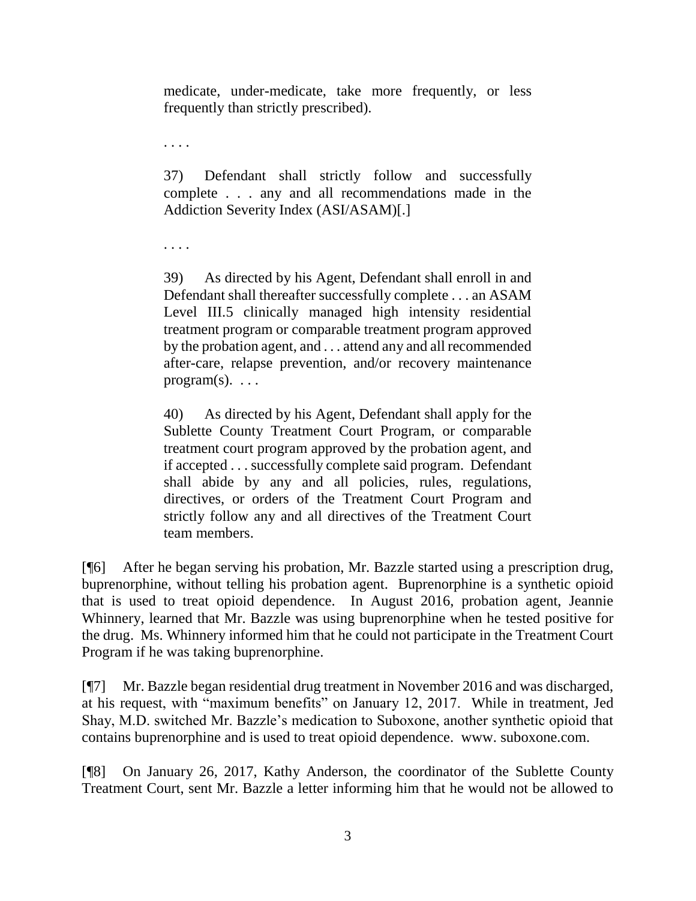> medicate, under-medicate, take more frequently, or less frequently than strictly prescribed).
>
> . . . .
>
> 37) Defendant shall strictly follow and successfully complete . . . any and all recommendations made in the Addiction Severity Index (ASI/ASAM)[.]
>
> . . . .
>
> 39) As directed by his Agent, Defendant shall enroll in and Defendant shall thereafter successfully complete . . . an ASAM Level III.5 clinically managed high intensity residential treatment program or comparable treatment program approved by the probation agent, and . . . attend any and all recommended after-care, relapse prevention, and/or recovery maintenance program(s). . . .
>
> 40) As directed by his Agent, Defendant shall apply for the Sublette County Treatment Court Program, or comparable treatment court program approved by the probation agent, and if accepted . . . successfully complete said program. Defendant shall abide by any and all policies, rules, regulations, directives, or orders of the Treatment Court Program and strictly follow any and all directives of the Treatment Court team members.

[¶6] After he began serving his probation, Mr. Bazzle started using a prescription drug, buprenorphine, without telling his probation agent. Buprenorphine is a synthetic opioid that is used to treat opioid dependence. In August 2016, probation agent, Jeannie Whinnery, learned that Mr. Bazzle was using buprenorphine when he tested positive for the drug. Ms. Whinnery informed him that he could not participate in the Treatment Court Program if he was taking buprenorphine.

[¶7] Mr. Bazzle began residential drug treatment in November 2016 and was discharged, at his request, with "maximum benefits" on January 12, 2017. While in treatment, Jed Shay, M.D. switched Mr. Bazzle's medication to Suboxone, another synthetic opioid that contains buprenorphine and is used to treat opioid dependence. www. suboxone.com.

[¶8] On January 26, 2017, Kathy Anderson, the coordinator of the Sublette County Treatment Court, sent Mr. Bazzle a letter informing him that he would not be allowed to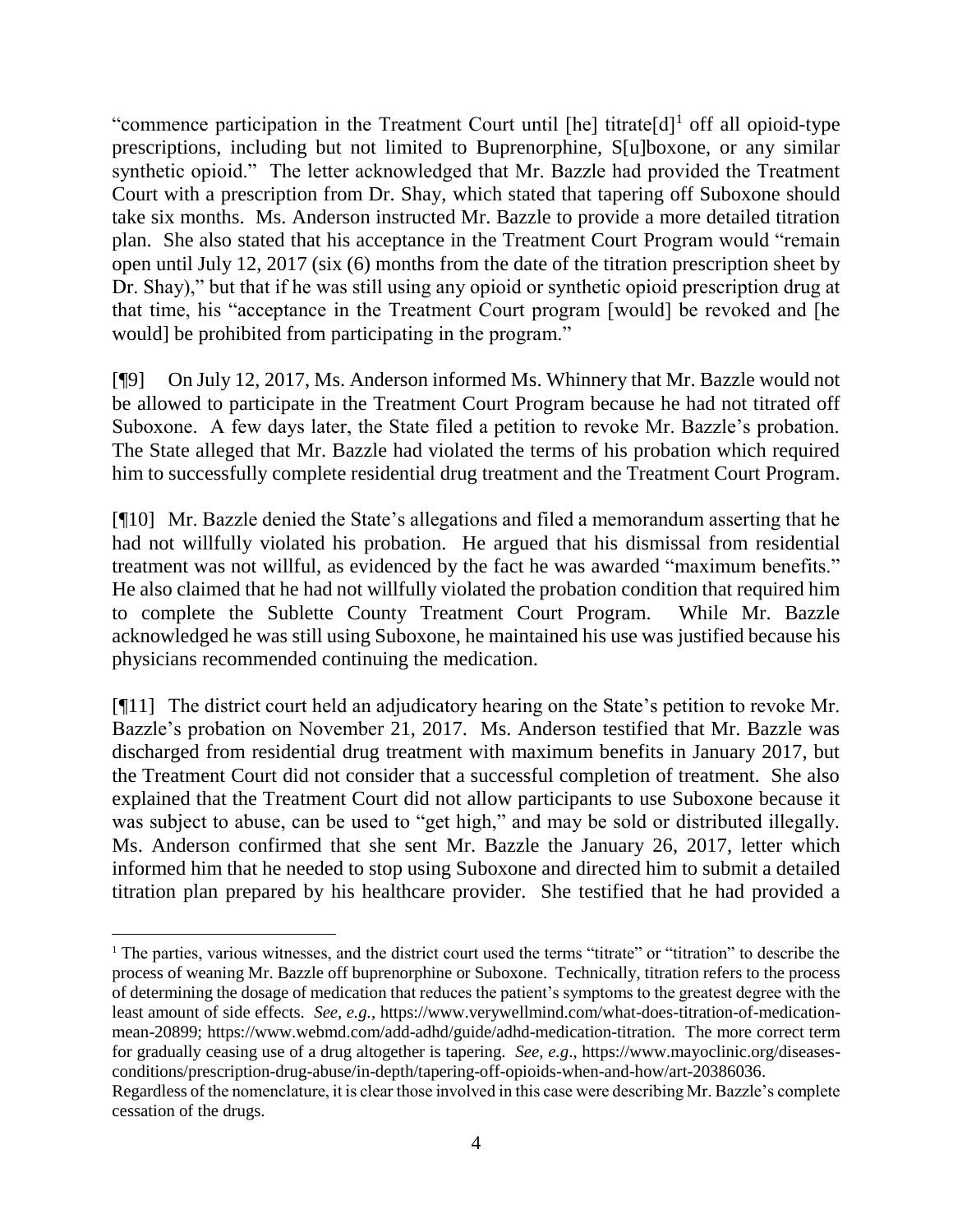"commence participation in the Treatment Court until [he] titrate[d][1] off all opioid-type prescriptions, including but not limited to Buprenorphine, S[u]boxone, or any similar synthetic opioid." The letter acknowledged that Mr. Bazzle had provided the Treatment Court with a prescription from Dr. Shay, which stated that tapering off Suboxone should take six months. Ms. Anderson instructed Mr. Bazzle to provide a more detailed titration plan. She also stated that his acceptance in the Treatment Court Program would "remain open until July 12, 2017 (six (6) months from the date of the titration prescription sheet by Dr. Shay)," but that if he was still using any opioid or synthetic opioid prescription drug at that time, his "acceptance in the Treatment Court program [would] be revoked and [he would] be prohibited from participating in the program."

[¶9] On July 12, 2017, Ms. Anderson informed Ms. Whinnery that Mr. Bazzle would not be allowed to participate in the Treatment Court Program because he had not titrated off Suboxone. A few days later, the State filed a petition to revoke Mr. Bazzle's probation. The State alleged that Mr. Bazzle had violated the terms of his probation which required him to successfully complete residential drug treatment and the Treatment Court Program.

[¶10] Mr. Bazzle denied the State's allegations and filed a memorandum asserting that he had not willfully violated his probation. He argued that his dismissal from residential treatment was not willful, as evidenced by the fact he was awarded "maximum benefits." He also claimed that he had not willfully violated the probation condition that required him to complete the Sublette County Treatment Court Program. While Mr. Bazzle acknowledged he was still using Suboxone, he maintained his use was justified because his physicians recommended continuing the medication.

[¶11] The district court held an adjudicatory hearing on the State's petition to revoke Mr. Bazzle's probation on November 21, 2017. Ms. Anderson testified that Mr. Bazzle was discharged from residential drug treatment with maximum benefits in January 2017, but the Treatment Court did not consider that a successful completion of treatment. She also explained that the Treatment Court did not allow participants to use Suboxone because it was subject to abuse, can be used to "get high," and may be sold or distributed illegally. Ms. Anderson confirmed that she sent Mr. Bazzle the January 26, 2017, letter which informed him that he needed to stop using Suboxone and directed him to submit a detailed titration plan prepared by his healthcare provider. She testified that he had provided a

---

[1] The parties, various witnesses, and the district court used the terms "titrate" or "titration" to describe the process of weaning Mr. Bazzle off buprenorphine or Suboxone. Technically, titration refers to the process of determining the dosage of medication that reduces the patient's symptoms to the greatest degree with the least amount of side effects. *See, e.g.*, https://www.verywellmind.com/what-does-titration-of-medication-mean-20899; https://www.webmd.com/add-adhd/guide/adhd-medication-titration. The more correct term for gradually ceasing use of a drug altogether is tapering. *See, e.g*., https://www.mayoclinic.org/diseases-conditions/prescription-drug-abuse/in-depth/tapering-off-opioids-when-and-how/art-20386036. Regardless of the nomenclature, it is clear those involved in this case were describing Mr. Bazzle's complete cessation of the drugs.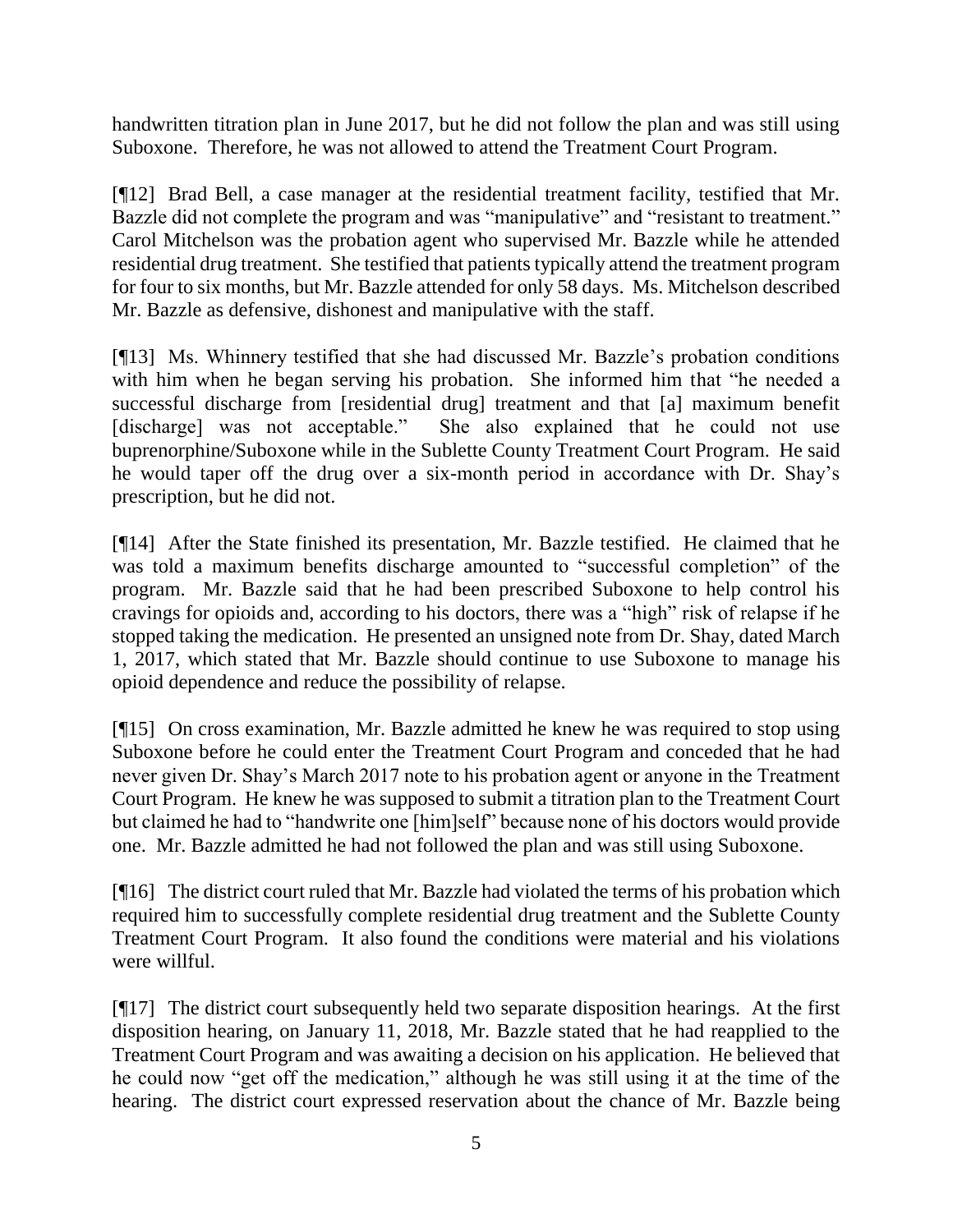handwritten titration plan in June 2017, but he did not follow the plan and was still using Suboxone. Therefore, he was not allowed to attend the Treatment Court Program.

[¶12] Brad Bell, a case manager at the residential treatment facility, testified that Mr. Bazzle did not complete the program and was "manipulative" and "resistant to treatment." Carol Mitchelson was the probation agent who supervised Mr. Bazzle while he attended residential drug treatment. She testified that patients typically attend the treatment program for four to six months, but Mr. Bazzle attended for only 58 days. Ms. Mitchelson described Mr. Bazzle as defensive, dishonest and manipulative with the staff.

[¶13] Ms. Whinnery testified that she had discussed Mr. Bazzle's probation conditions with him when he began serving his probation. She informed him that "he needed a successful discharge from [residential drug] treatment and that [a] maximum benefit [discharge] was not acceptable." She also explained that he could not use buprenorphine/Suboxone while in the Sublette County Treatment Court Program. He said he would taper off the drug over a six-month period in accordance with Dr. Shay's prescription, but he did not.

[¶14] After the State finished its presentation, Mr. Bazzle testified. He claimed that he was told a maximum benefits discharge amounted to "successful completion" of the program. Mr. Bazzle said that he had been prescribed Suboxone to help control his cravings for opioids and, according to his doctors, there was a "high" risk of relapse if he stopped taking the medication. He presented an unsigned note from Dr. Shay, dated March 1, 2017, which stated that Mr. Bazzle should continue to use Suboxone to manage his opioid dependence and reduce the possibility of relapse.

[¶15] On cross examination, Mr. Bazzle admitted he knew he was required to stop using Suboxone before he could enter the Treatment Court Program and conceded that he had never given Dr. Shay's March 2017 note to his probation agent or anyone in the Treatment Court Program. He knew he was supposed to submit a titration plan to the Treatment Court but claimed he had to "handwrite one [him]self" because none of his doctors would provide one. Mr. Bazzle admitted he had not followed the plan and was still using Suboxone.

[¶16] The district court ruled that Mr. Bazzle had violated the terms of his probation which required him to successfully complete residential drug treatment and the Sublette County Treatment Court Program. It also found the conditions were material and his violations were willful.

[¶17] The district court subsequently held two separate disposition hearings. At the first disposition hearing, on January 11, 2018, Mr. Bazzle stated that he had reapplied to the Treatment Court Program and was awaiting a decision on his application. He believed that he could now "get off the medication," although he was still using it at the time of the hearing. The district court expressed reservation about the chance of Mr. Bazzle being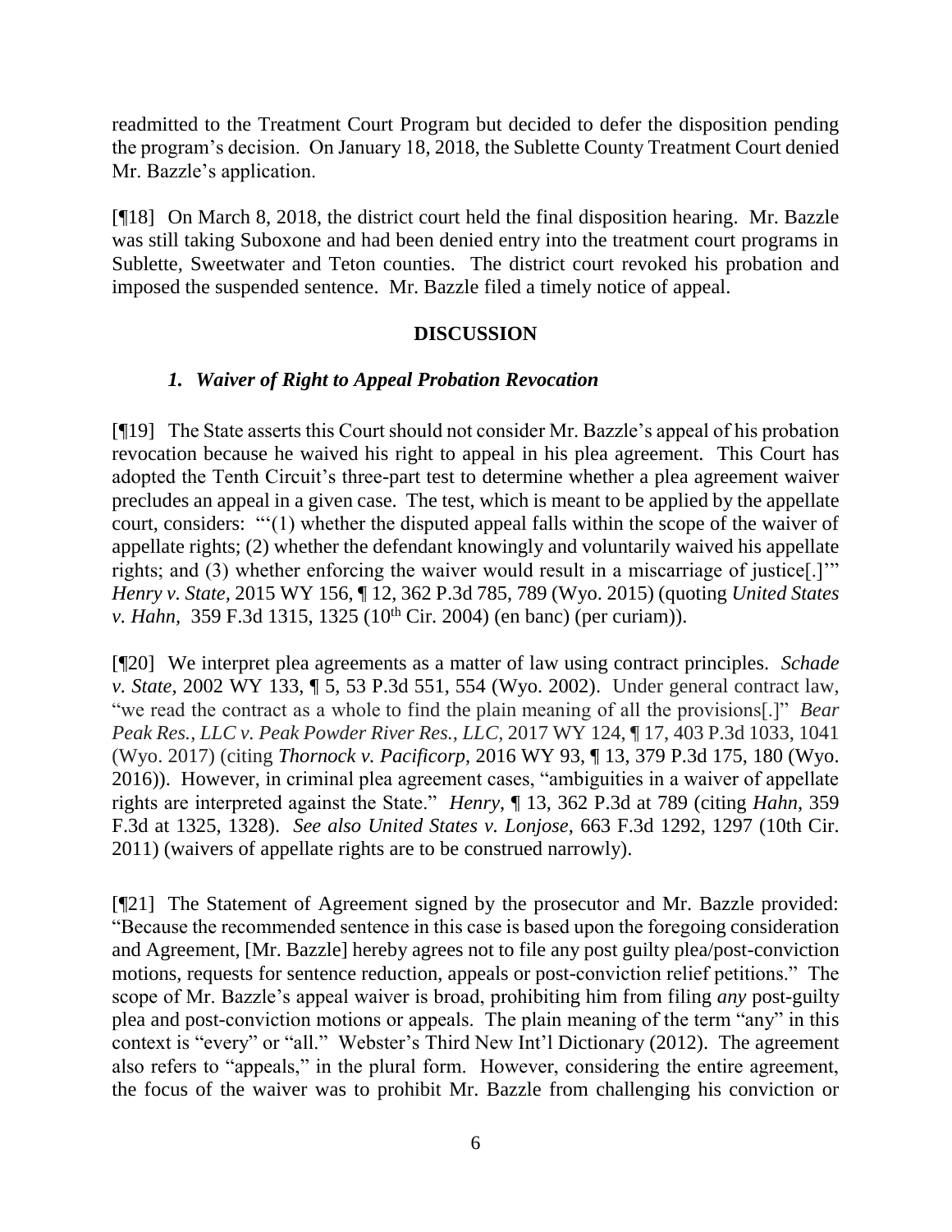readmitted to the Treatment Court Program but decided to defer the disposition pending the program's decision. On January 18, 2018, the Sublette County Treatment Court denied Mr. Bazzle's application.

[¶18] On March 8, 2018, the district court held the final disposition hearing. Mr. Bazzle was still taking Suboxone and had been denied entry into the treatment court programs in Sublette, Sweetwater and Teton counties. The district court revoked his probation and imposed the suspended sentence. Mr. Bazzle filed a timely notice of appeal.

## DISCUSSION

### *1. Waiver of Right to Appeal Probation Revocation*

[¶19] The State asserts this Court should not consider Mr. Bazzle's appeal of his probation revocation because he waived his right to appeal in his plea agreement. This Court has adopted the Tenth Circuit's three-part test to determine whether a plea agreement waiver precludes an appeal in a given case. The test, which is meant to be applied by the appellate court, considers: "'(1) whether the disputed appeal falls within the scope of the waiver of appellate rights; (2) whether the defendant knowingly and voluntarily waived his appellate rights; and (3) whether enforcing the waiver would result in a miscarriage of justice[.]'" *Henry v. State*, 2015 WY 156, ¶ 12, 362 P.3d 785, 789 (Wyo. 2015) (quoting *United States v. Hahn,* 359 F.3d 1315, 1325 (10th Cir. 2004) (en banc) (per curiam)).

[¶20] We interpret plea agreements as a matter of law using contract principles. *Schade v. State*, 2002 WY 133, ¶ 5, 53 P.3d 551, 554 (Wyo. 2002). Under general contract law, "we read the contract as a whole to find the plain meaning of all the provisions[.]" *Bear Peak Res., LLC v. Peak Powder River Res., LLC,* 2017 WY 124, ¶ 17, 403 P.3d 1033, 1041 (Wyo. 2017) (citing *Thornock v. Pacificorp*, 2016 WY 93, ¶ 13, 379 P.3d 175, 180 (Wyo. 2016)). However, in criminal plea agreement cases, "ambiguities in a waiver of appellate rights are interpreted against the State." *Henry*, ¶ 13, 362 P.3d at 789 (citing *Hahn,* 359 F.3d at 1325, 1328). *See also United States v. Lonjose,* 663 F.3d 1292, 1297 (10th Cir. 2011) (waivers of appellate rights are to be construed narrowly).

[¶21] The Statement of Agreement signed by the prosecutor and Mr. Bazzle provided: "Because the recommended sentence in this case is based upon the foregoing consideration and Agreement, [Mr. Bazzle] hereby agrees not to file any post guilty plea/post-conviction motions, requests for sentence reduction, appeals or post-conviction relief petitions." The scope of Mr. Bazzle's appeal waiver is broad, prohibiting him from filing *any* post-guilty plea and post-conviction motions or appeals. The plain meaning of the term "any" in this context is "every" or "all." Webster's Third New Int'l Dictionary (2012). The agreement also refers to "appeals," in the plural form. However, considering the entire agreement, the focus of the waiver was to prohibit Mr. Bazzle from challenging his conviction or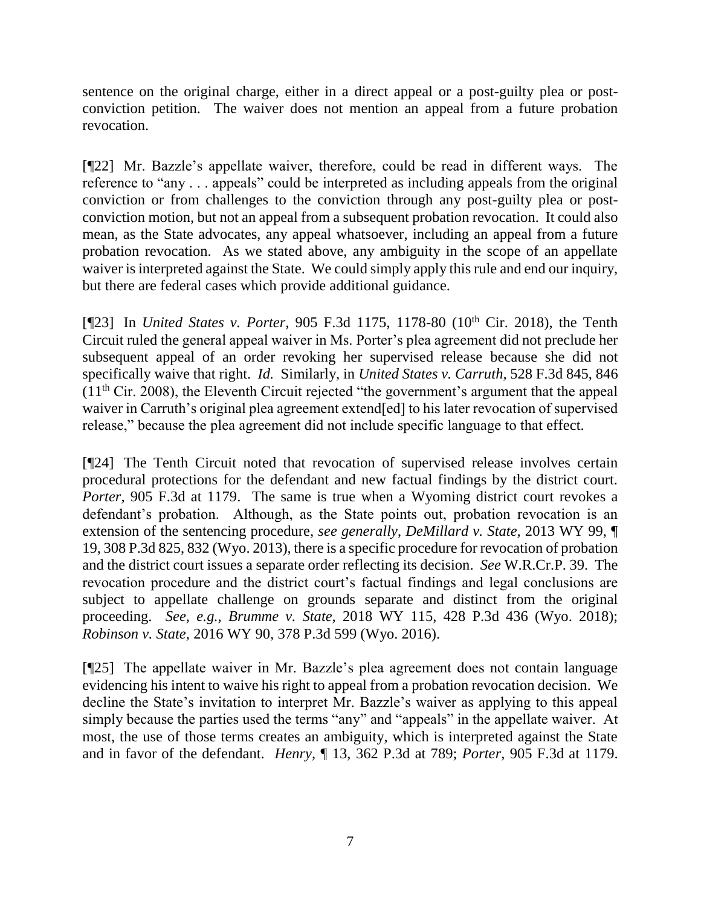sentence on the original charge, either in a direct appeal or a post-guilty plea or post-conviction petition. The waiver does not mention an appeal from a future probation revocation.

[¶22] Mr. Bazzle's appellate waiver, therefore, could be read in different ways. The reference to "any . . . appeals" could be interpreted as including appeals from the original conviction or from challenges to the conviction through any post-guilty plea or post-conviction motion, but not an appeal from a subsequent probation revocation. It could also mean, as the State advocates, any appeal whatsoever, including an appeal from a future probation revocation. As we stated above, any ambiguity in the scope of an appellate waiver is interpreted against the State. We could simply apply this rule and end our inquiry, but there are federal cases which provide additional guidance.

[¶23] In *United States v. Porter,* 905 F.3d 1175, 1178-80 (10th Cir. 2018), the Tenth Circuit ruled the general appeal waiver in Ms. Porter's plea agreement did not preclude her subsequent appeal of an order revoking her supervised release because she did not specifically waive that right. *Id.* Similarly, in *United States v. Carruth,* 528 F.3d 845, 846 (11th Cir. 2008), the Eleventh Circuit rejected "the government's argument that the appeal waiver in Carruth's original plea agreement extend[ed] to his later revocation of supervised release," because the plea agreement did not include specific language to that effect.

[¶24] The Tenth Circuit noted that revocation of supervised release involves certain procedural protections for the defendant and new factual findings by the district court. *Porter,* 905 F.3d at 1179. The same is true when a Wyoming district court revokes a defendant's probation. Although, as the State points out, probation revocation is an extension of the sentencing procedure, *see generally*, *DeMillard v. State,* 2013 WY 99, ¶ 19, 308 P.3d 825, 832 (Wyo. 2013), there is a specific procedure for revocation of probation and the district court issues a separate order reflecting its decision. *See* W.R.Cr.P. 39. The revocation procedure and the district court's factual findings and legal conclusions are subject to appellate challenge on grounds separate and distinct from the original proceeding. *See, e.g., Brumme v. State,* 2018 WY 115, 428 P.3d 436 (Wyo. 2018); *Robinson v. State,* 2016 WY 90, 378 P.3d 599 (Wyo. 2016).

[¶25] The appellate waiver in Mr. Bazzle's plea agreement does not contain language evidencing his intent to waive his right to appeal from a probation revocation decision. We decline the State's invitation to interpret Mr. Bazzle's waiver as applying to this appeal simply because the parties used the terms "any" and "appeals" in the appellate waiver. At most, the use of those terms creates an ambiguity, which is interpreted against the State and in favor of the defendant. *Henry,* ¶ 13, 362 P.3d at 789; *Porter,* 905 F.3d at 1179.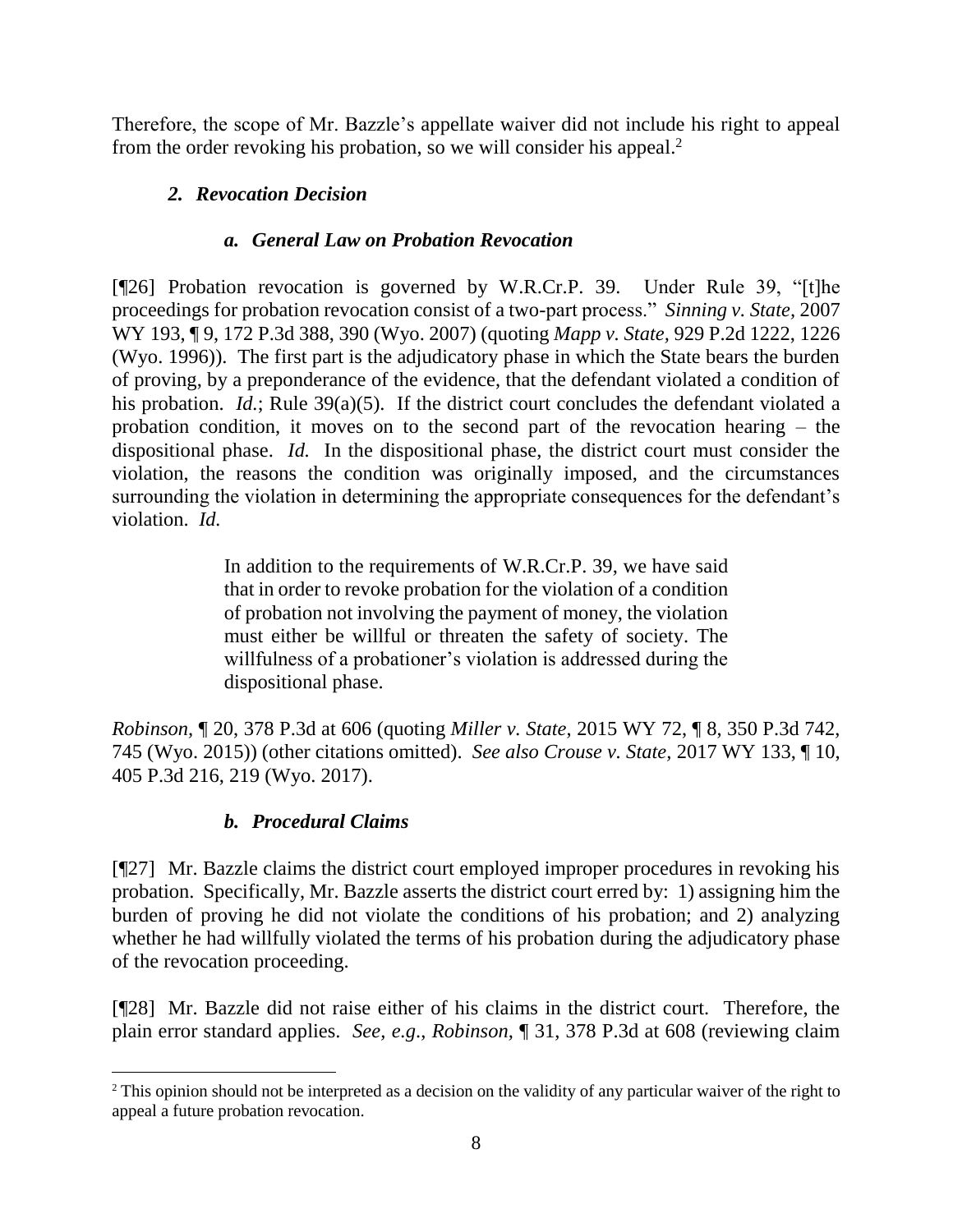Therefore, the scope of Mr. Bazzle's appellate waiver did not include his right to appeal from the order revoking his probation, so we will consider his appeal.[2]

### *2. Revocation Decision*

#### *a. General Law on Probation Revocation*

[¶26] Probation revocation is governed by W.R.Cr.P. 39. Under Rule 39, "[t]he proceedings for probation revocation consist of a two-part process." *Sinning v. State*, 2007 WY 193, ¶ 9, 172 P.3d 388, 390 (Wyo. 2007) (quoting *Mapp v. State*, 929 P.2d 1222, 1226 (Wyo. 1996)). The first part is the adjudicatory phase in which the State bears the burden of proving, by a preponderance of the evidence, that the defendant violated a condition of his probation. *Id.*; Rule 39(a)(5). If the district court concludes the defendant violated a probation condition, it moves on to the second part of the revocation hearing – the dispositional phase. *Id.* In the dispositional phase, the district court must consider the violation, the reasons the condition was originally imposed, and the circumstances surrounding the violation in determining the appropriate consequences for the defendant's violation. *Id.*

> In addition to the requirements of W.R.Cr.P. 39, we have said that in order to revoke probation for the violation of a condition of probation not involving the payment of money, the violation must either be willful or threaten the safety of society. The willfulness of a probationer's violation is addressed during the dispositional phase.

*Robinson*, ¶ 20, 378 P.3d at 606 (quoting *Miller v. State*, 2015 WY 72, ¶ 8, 350 P.3d 742, 745 (Wyo. 2015)) (other citations omitted). *See also Crouse v. State*, 2017 WY 133, ¶ 10, 405 P.3d 216, 219 (Wyo. 2017).

#### *b. Procedural Claims*

[¶27] Mr. Bazzle claims the district court employed improper procedures in revoking his probation. Specifically, Mr. Bazzle asserts the district court erred by: 1) assigning him the burden of proving he did not violate the conditions of his probation; and 2) analyzing whether he had willfully violated the terms of his probation during the adjudicatory phase of the revocation proceeding.

[¶28] Mr. Bazzle did not raise either of his claims in the district court. Therefore, the plain error standard applies. *See, e.g.*, *Robinson*, ¶ 31, 378 P.3d at 608 (reviewing claim

[2] This opinion should not be interpreted as a decision on the validity of any particular waiver of the right to appeal a future probation revocation.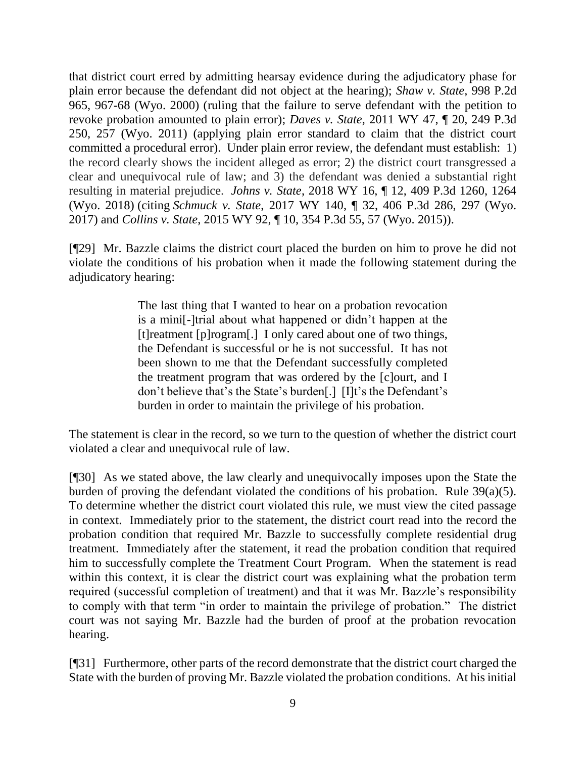that district court erred by admitting hearsay evidence during the adjudicatory phase for plain error because the defendant did not object at the hearing); *Shaw v. State*, 998 P.2d 965, 967-68 (Wyo. 2000) (ruling that the failure to serve defendant with the petition to revoke probation amounted to plain error); *Daves v. State*, 2011 WY 47, ¶ 20, 249 P.3d 250, 257 (Wyo. 2011) (applying plain error standard to claim that the district court committed a procedural error). Under plain error review, the defendant must establish: 1) the record clearly shows the incident alleged as error; 2) the district court transgressed a clear and unequivocal rule of law; and 3) the defendant was denied a substantial right resulting in material prejudice. *Johns v. State*, 2018 WY 16, ¶ 12, 409 P.3d 1260, 1264 (Wyo. 2018) (citing *Schmuck v. State*, 2017 WY 140, ¶ 32, 406 P.3d 286, 297 (Wyo. 2017) and *Collins v. State*, 2015 WY 92, ¶ 10, 354 P.3d 55, 57 (Wyo. 2015)).

[¶29] Mr. Bazzle claims the district court placed the burden on him to prove he did not violate the conditions of his probation when it made the following statement during the adjudicatory hearing:

> The last thing that I wanted to hear on a probation revocation is a mini[-]trial about what happened or didn't happen at the [t]reatment [p]rogram[.] I only cared about one of two things, the Defendant is successful or he is not successful. It has not been shown to me that the Defendant successfully completed the treatment program that was ordered by the [c]ourt, and I don't believe that's the State's burden[.] [I]t's the Defendant's burden in order to maintain the privilege of his probation.

The statement is clear in the record, so we turn to the question of whether the district court violated a clear and unequivocal rule of law.

[¶30] As we stated above, the law clearly and unequivocally imposes upon the State the burden of proving the defendant violated the conditions of his probation. Rule 39(a)(5). To determine whether the district court violated this rule, we must view the cited passage in context. Immediately prior to the statement, the district court read into the record the probation condition that required Mr. Bazzle to successfully complete residential drug treatment. Immediately after the statement, it read the probation condition that required him to successfully complete the Treatment Court Program. When the statement is read within this context, it is clear the district court was explaining what the probation term required (successful completion of treatment) and that it was Mr. Bazzle's responsibility to comply with that term "in order to maintain the privilege of probation." The district court was not saying Mr. Bazzle had the burden of proof at the probation revocation hearing.

[¶31] Furthermore, other parts of the record demonstrate that the district court charged the State with the burden of proving Mr. Bazzle violated the probation conditions. At his initial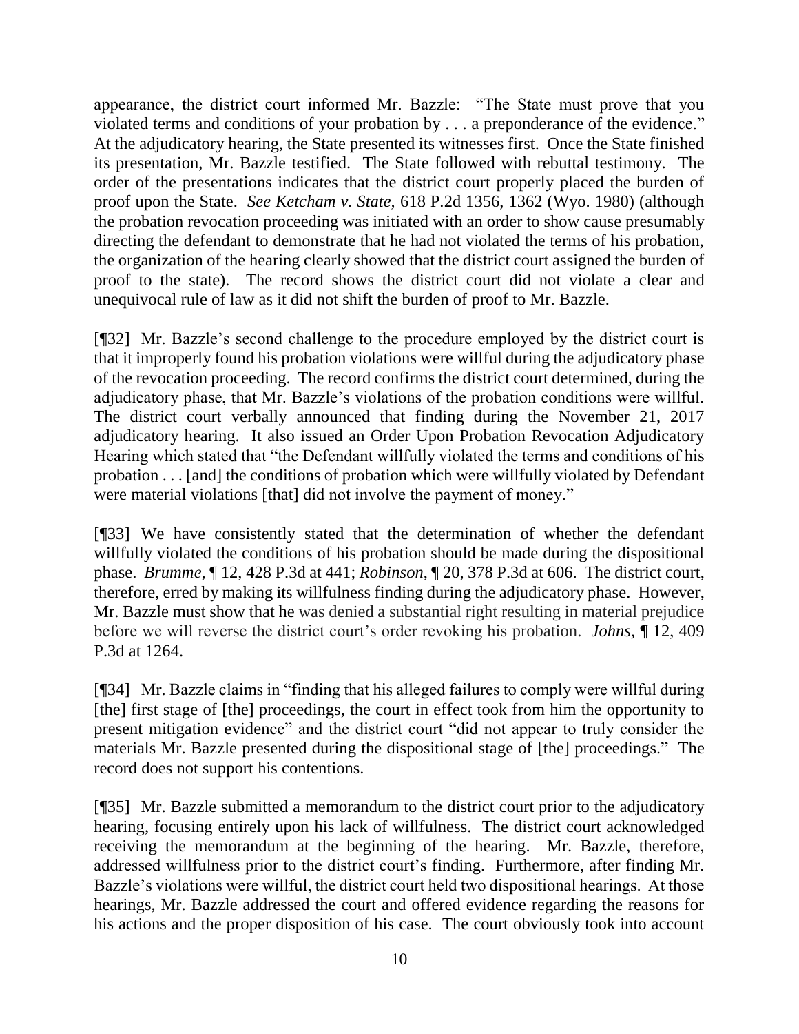appearance, the district court informed Mr. Bazzle: "The State must prove that you violated terms and conditions of your probation by . . . a preponderance of the evidence." At the adjudicatory hearing, the State presented its witnesses first. Once the State finished its presentation, Mr. Bazzle testified. The State followed with rebuttal testimony. The order of the presentations indicates that the district court properly placed the burden of proof upon the State. *See Ketcham v. State*, 618 P.2d 1356, 1362 (Wyo. 1980) (although the probation revocation proceeding was initiated with an order to show cause presumably directing the defendant to demonstrate that he had not violated the terms of his probation, the organization of the hearing clearly showed that the district court assigned the burden of proof to the state). The record shows the district court did not violate a clear and unequivocal rule of law as it did not shift the burden of proof to Mr. Bazzle.

[¶32] Mr. Bazzle's second challenge to the procedure employed by the district court is that it improperly found his probation violations were willful during the adjudicatory phase of the revocation proceeding. The record confirms the district court determined, during the adjudicatory phase, that Mr. Bazzle's violations of the probation conditions were willful. The district court verbally announced that finding during the November 21, 2017 adjudicatory hearing. It also issued an Order Upon Probation Revocation Adjudicatory Hearing which stated that "the Defendant willfully violated the terms and conditions of his probation . . . [and] the conditions of probation which were willfully violated by Defendant were material violations [that] did not involve the payment of money."

[¶33] We have consistently stated that the determination of whether the defendant willfully violated the conditions of his probation should be made during the dispositional phase. *Brumme*, ¶ 12, 428 P.3d at 441; *Robinson*, ¶ 20, 378 P.3d at 606. The district court, therefore, erred by making its willfulness finding during the adjudicatory phase. However, Mr. Bazzle must show that he was denied a substantial right resulting in material prejudice before we will reverse the district court's order revoking his probation. *Johns*, ¶ 12, 409 P.3d at 1264.

[¶34] Mr. Bazzle claims in "finding that his alleged failures to comply were willful during [the] first stage of [the] proceedings, the court in effect took from him the opportunity to present mitigation evidence" and the district court "did not appear to truly consider the materials Mr. Bazzle presented during the dispositional stage of [the] proceedings." The record does not support his contentions.

[¶35] Mr. Bazzle submitted a memorandum to the district court prior to the adjudicatory hearing, focusing entirely upon his lack of willfulness. The district court acknowledged receiving the memorandum at the beginning of the hearing. Mr. Bazzle, therefore, addressed willfulness prior to the district court's finding. Furthermore, after finding Mr. Bazzle's violations were willful, the district court held two dispositional hearings. At those hearings, Mr. Bazzle addressed the court and offered evidence regarding the reasons for his actions and the proper disposition of his case. The court obviously took into account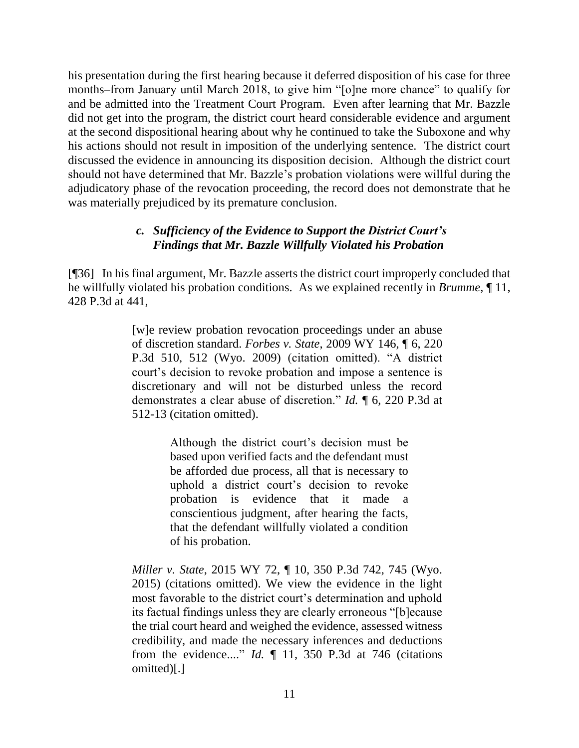his presentation during the first hearing because it deferred disposition of his case for three months–from January until March 2018, to give him "[o]ne more chance" to qualify for and be admitted into the Treatment Court Program. Even after learning that Mr. Bazzle did not get into the program, the district court heard considerable evidence and argument at the second dispositional hearing about why he continued to take the Suboxone and why his actions should not result in imposition of the underlying sentence. The district court discussed the evidence in announcing its disposition decision. Although the district court should not have determined that Mr. Bazzle's probation violations were willful during the adjudicatory phase of the revocation proceeding, the record does not demonstrate that he was materially prejudiced by its premature conclusion.

### *c. Sufficiency of the Evidence to Support the District Court's Findings that Mr. Bazzle Willfully Violated his Probation*

[¶36] In his final argument, Mr. Bazzle asserts the district court improperly concluded that he willfully violated his probation conditions. As we explained recently in *Brumme*, ¶ 11, 428 P.3d at 441,

> [w]e review probation revocation proceedings under an abuse of discretion standard. *Forbes v. State*, 2009 WY 146, ¶ 6, 220 P.3d 510, 512 (Wyo. 2009) (citation omitted). "A district court's decision to revoke probation and impose a sentence is discretionary and will not be disturbed unless the record demonstrates a clear abuse of discretion." *Id.* ¶ 6, 220 P.3d at 512-13 (citation omitted).
>
> > Although the district court's decision must be based upon verified facts and the defendant must be afforded due process, all that is necessary to uphold a district court's decision to revoke probation is evidence that it made a conscientious judgment, after hearing the facts, that the defendant willfully violated a condition of his probation.
>
> *Miller v. State*, 2015 WY 72, ¶ 10, 350 P.3d 742, 745 (Wyo. 2015) (citations omitted). We view the evidence in the light most favorable to the district court's determination and uphold its factual findings unless they are clearly erroneous "[b]ecause the trial court heard and weighed the evidence, assessed witness credibility, and made the necessary inferences and deductions from the evidence...." *Id.* ¶ 11, 350 P.3d at 746 (citations omitted)[.]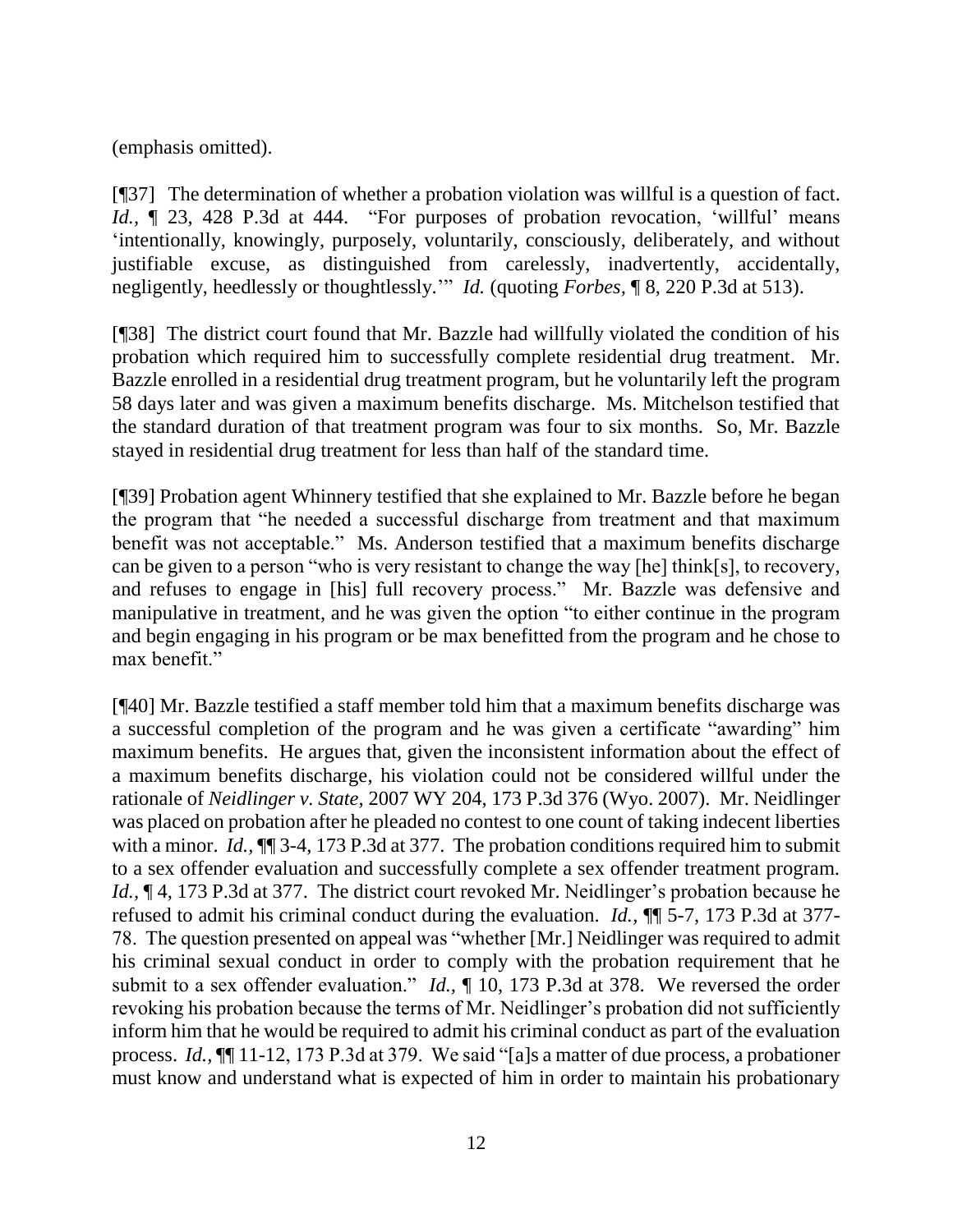(emphasis omitted).

[¶37] The determination of whether a probation violation was willful is a question of fact. *Id.*, ¶ 23, 428 P.3d at 444. "For purposes of probation revocation, 'willful' means 'intentionally, knowingly, purposely, voluntarily, consciously, deliberately, and without justifiable excuse, as distinguished from carelessly, inadvertently, accidentally, negligently, heedlessly or thoughtlessly.'" *Id.* (quoting *Forbes*, ¶ 8, 220 P.3d at 513).

[¶38] The district court found that Mr. Bazzle had willfully violated the condition of his probation which required him to successfully complete residential drug treatment. Mr. Bazzle enrolled in a residential drug treatment program, but he voluntarily left the program 58 days later and was given a maximum benefits discharge. Ms. Mitchelson testified that the standard duration of that treatment program was four to six months. So, Mr. Bazzle stayed in residential drug treatment for less than half of the standard time.

[¶39] Probation agent Whinnery testified that she explained to Mr. Bazzle before he began the program that "he needed a successful discharge from treatment and that maximum benefit was not acceptable." Ms. Anderson testified that a maximum benefits discharge can be given to a person "who is very resistant to change the way [he] think[s], to recovery, and refuses to engage in [his] full recovery process." Mr. Bazzle was defensive and manipulative in treatment, and he was given the option "to either continue in the program and begin engaging in his program or be max benefitted from the program and he chose to max benefit."

[¶40] Mr. Bazzle testified a staff member told him that a maximum benefits discharge was a successful completion of the program and he was given a certificate "awarding" him maximum benefits. He argues that, given the inconsistent information about the effect of a maximum benefits discharge, his violation could not be considered willful under the rationale of *Neidlinger v. State*, 2007 WY 204, 173 P.3d 376 (Wyo. 2007). Mr. Neidlinger was placed on probation after he pleaded no contest to one count of taking indecent liberties with a minor. *Id.*, ¶¶ 3-4, 173 P.3d at 377. The probation conditions required him to submit to a sex offender evaluation and successfully complete a sex offender treatment program. *Id.*, ¶ 4, 173 P.3d at 377. The district court revoked Mr. Neidlinger's probation because he refused to admit his criminal conduct during the evaluation. *Id.*, ¶¶ 5-7, 173 P.3d at 377-78. The question presented on appeal was "whether [Mr.] Neidlinger was required to admit his criminal sexual conduct in order to comply with the probation requirement that he submit to a sex offender evaluation." *Id.*, ¶ 10, 173 P.3d at 378. We reversed the order revoking his probation because the terms of Mr. Neidlinger's probation did not sufficiently inform him that he would be required to admit his criminal conduct as part of the evaluation process. *Id.*, ¶¶ 11-12, 173 P.3d at 379. We said "[a]s a matter of due process, a probationer must know and understand what is expected of him in order to maintain his probationary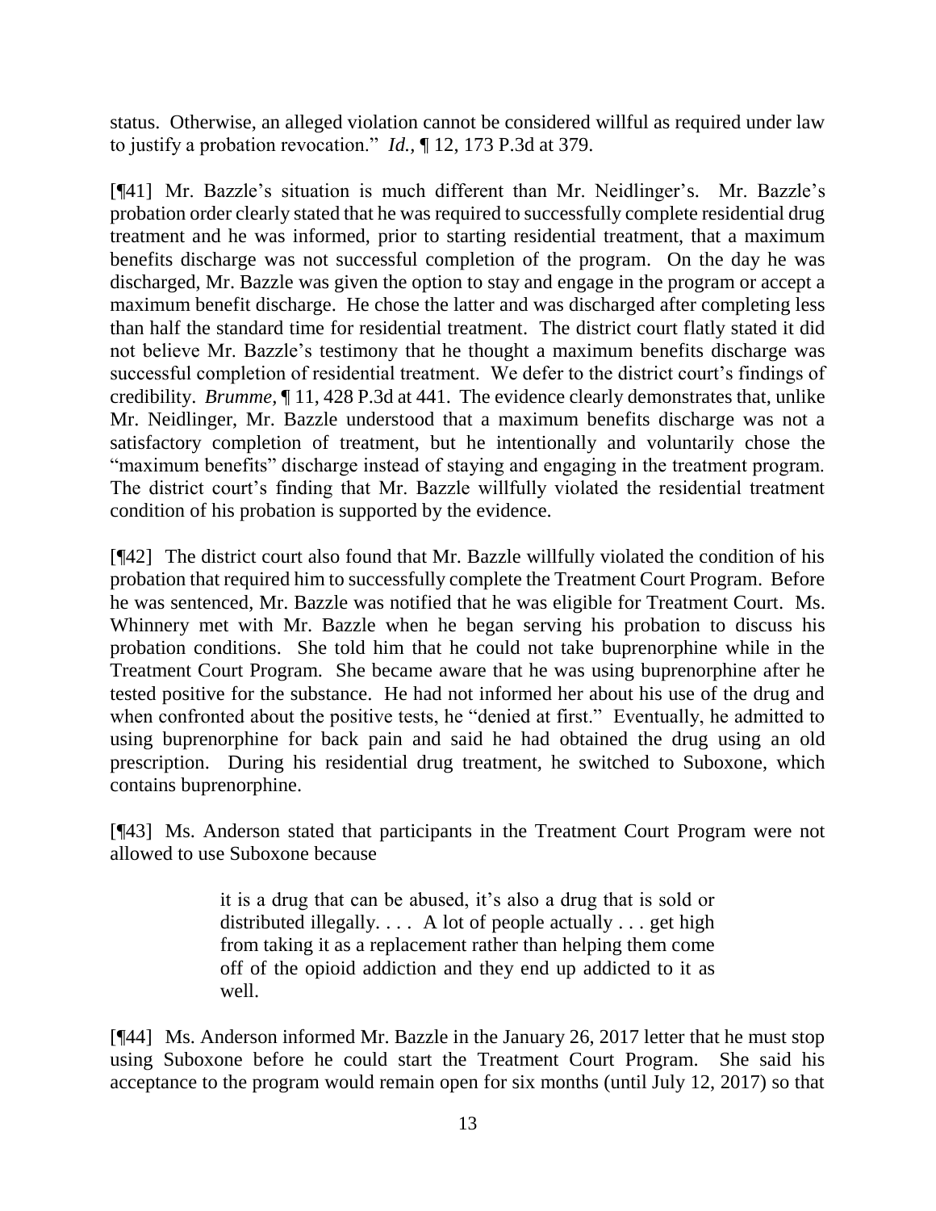status. Otherwise, an alleged violation cannot be considered willful as required under law to justify a probation revocation." *Id.*, ¶ 12, 173 P.3d at 379.

[¶41] Mr. Bazzle's situation is much different than Mr. Neidlinger's. Mr. Bazzle's probation order clearly stated that he was required to successfully complete residential drug treatment and he was informed, prior to starting residential treatment, that a maximum benefits discharge was not successful completion of the program. On the day he was discharged, Mr. Bazzle was given the option to stay and engage in the program or accept a maximum benefit discharge. He chose the latter and was discharged after completing less than half the standard time for residential treatment. The district court flatly stated it did not believe Mr. Bazzle's testimony that he thought a maximum benefits discharge was successful completion of residential treatment. We defer to the district court's findings of credibility. *Brumme*, ¶ 11, 428 P.3d at 441. The evidence clearly demonstrates that, unlike Mr. Neidlinger, Mr. Bazzle understood that a maximum benefits discharge was not a satisfactory completion of treatment, but he intentionally and voluntarily chose the "maximum benefits" discharge instead of staying and engaging in the treatment program. The district court's finding that Mr. Bazzle willfully violated the residential treatment condition of his probation is supported by the evidence.

[¶42] The district court also found that Mr. Bazzle willfully violated the condition of his probation that required him to successfully complete the Treatment Court Program. Before he was sentenced, Mr. Bazzle was notified that he was eligible for Treatment Court. Ms. Whinnery met with Mr. Bazzle when he began serving his probation to discuss his probation conditions. She told him that he could not take buprenorphine while in the Treatment Court Program. She became aware that he was using buprenorphine after he tested positive for the substance. He had not informed her about his use of the drug and when confronted about the positive tests, he "denied at first." Eventually, he admitted to using buprenorphine for back pain and said he had obtained the drug using an old prescription. During his residential drug treatment, he switched to Suboxone, which contains buprenorphine.

[¶43] Ms. Anderson stated that participants in the Treatment Court Program were not allowed to use Suboxone because

> it is a drug that can be abused, it's also a drug that is sold or distributed illegally. . . . A lot of people actually . . . get high from taking it as a replacement rather than helping them come off of the opioid addiction and they end up addicted to it as well.

[¶44] Ms. Anderson informed Mr. Bazzle in the January 26, 2017 letter that he must stop using Suboxone before he could start the Treatment Court Program. She said his acceptance to the program would remain open for six months (until July 12, 2017) so that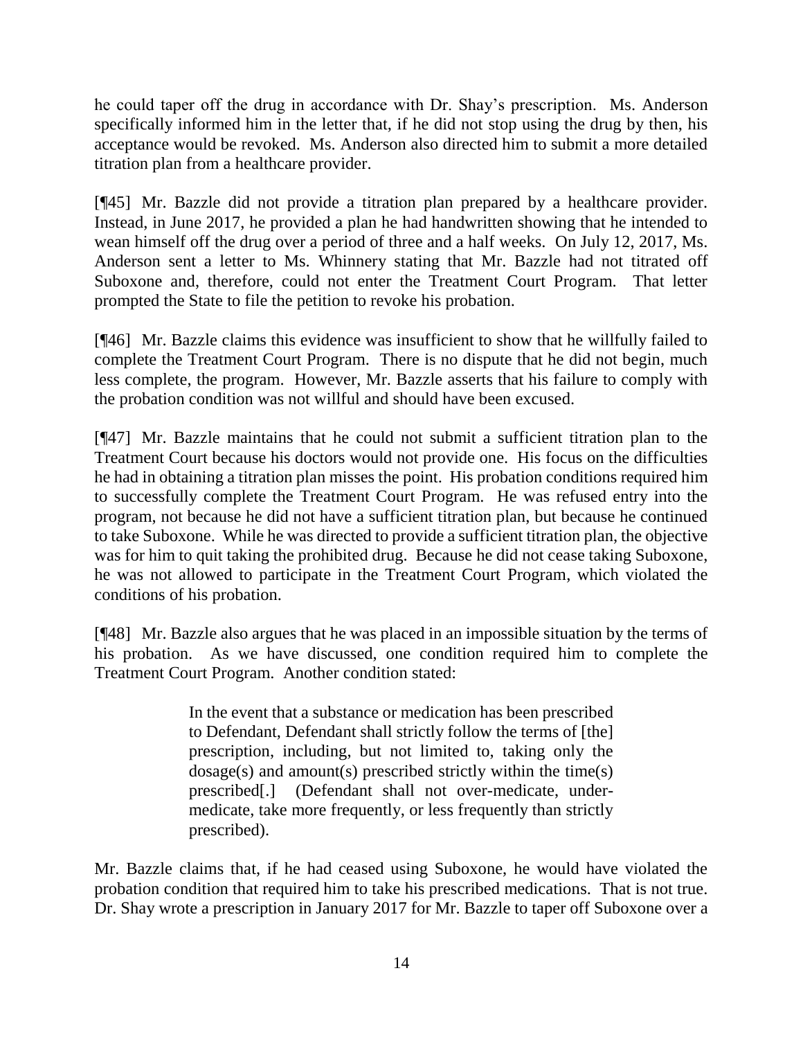he could taper off the drug in accordance with Dr. Shay's prescription. Ms. Anderson specifically informed him in the letter that, if he did not stop using the drug by then, his acceptance would be revoked. Ms. Anderson also directed him to submit a more detailed titration plan from a healthcare provider.

[¶45] Mr. Bazzle did not provide a titration plan prepared by a healthcare provider. Instead, in June 2017, he provided a plan he had handwritten showing that he intended to wean himself off the drug over a period of three and a half weeks. On July 12, 2017, Ms. Anderson sent a letter to Ms. Whinnery stating that Mr. Bazzle had not titrated off Suboxone and, therefore, could not enter the Treatment Court Program. That letter prompted the State to file the petition to revoke his probation.

[¶46] Mr. Bazzle claims this evidence was insufficient to show that he willfully failed to complete the Treatment Court Program. There is no dispute that he did not begin, much less complete, the program. However, Mr. Bazzle asserts that his failure to comply with the probation condition was not willful and should have been excused.

[¶47] Mr. Bazzle maintains that he could not submit a sufficient titration plan to the Treatment Court because his doctors would not provide one. His focus on the difficulties he had in obtaining a titration plan misses the point. His probation conditions required him to successfully complete the Treatment Court Program. He was refused entry into the program, not because he did not have a sufficient titration plan, but because he continued to take Suboxone. While he was directed to provide a sufficient titration plan, the objective was for him to quit taking the prohibited drug. Because he did not cease taking Suboxone, he was not allowed to participate in the Treatment Court Program, which violated the conditions of his probation.

[¶48] Mr. Bazzle also argues that he was placed in an impossible situation by the terms of his probation. As we have discussed, one condition required him to complete the Treatment Court Program. Another condition stated:

> In the event that a substance or medication has been prescribed to Defendant, Defendant shall strictly follow the terms of [the] prescription, including, but not limited to, taking only the dosage(s) and amount(s) prescribed strictly within the time(s) prescribed[.] (Defendant shall not over-medicate, under-medicate, take more frequently, or less frequently than strictly prescribed).

Mr. Bazzle claims that, if he had ceased using Suboxone, he would have violated the probation condition that required him to take his prescribed medications. That is not true. Dr. Shay wrote a prescription in January 2017 for Mr. Bazzle to taper off Suboxone over a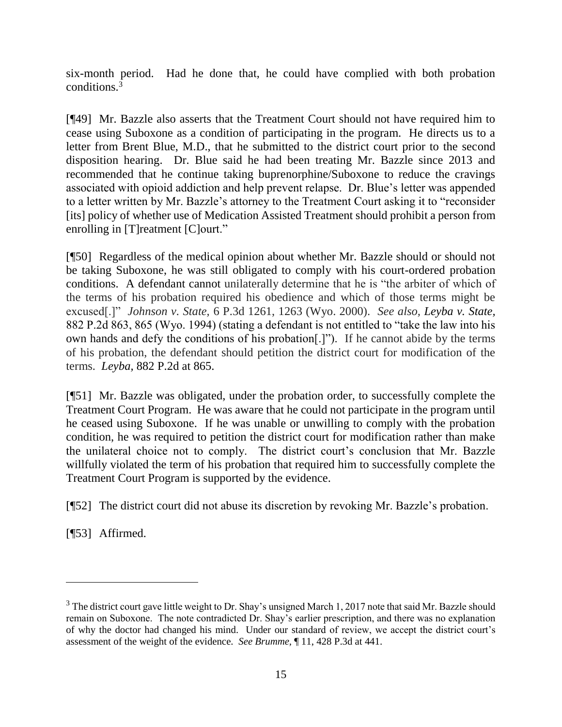six-month period. Had he done that, he could have complied with both probation conditions.[3]

[¶49] Mr. Bazzle also asserts that the Treatment Court should not have required him to cease using Suboxone as a condition of participating in the program. He directs us to a letter from Brent Blue, M.D., that he submitted to the district court prior to the second disposition hearing. Dr. Blue said he had been treating Mr. Bazzle since 2013 and recommended that he continue taking buprenorphine/Suboxone to reduce the cravings associated with opioid addiction and help prevent relapse. Dr. Blue's letter was appended to a letter written by Mr. Bazzle's attorney to the Treatment Court asking it to "reconsider [its] policy of whether use of Medication Assisted Treatment should prohibit a person from enrolling in [T]reatment [C]ourt."

[¶50] Regardless of the medical opinion about whether Mr. Bazzle should or should not be taking Suboxone, he was still obligated to comply with his court-ordered probation conditions. A defendant cannot unilaterally determine that he is "the arbiter of which of the terms of his probation required his obedience and which of those terms might be excused[.]" *Johnson v. State,* 6 P.3d 1261, 1263 (Wyo. 2000). *See also, Leyba v. State,* 882 P.2d 863, 865 (Wyo. 1994) (stating a defendant is not entitled to "take the law into his own hands and defy the conditions of his probation[.]"). If he cannot abide by the terms of his probation, the defendant should petition the district court for modification of the terms. *Leyba,* 882 P.2d at 865.

[¶51] Mr. Bazzle was obligated, under the probation order, to successfully complete the Treatment Court Program. He was aware that he could not participate in the program until he ceased using Suboxone. If he was unable or unwilling to comply with the probation condition, he was required to petition the district court for modification rather than make the unilateral choice not to comply. The district court's conclusion that Mr. Bazzle willfully violated the term of his probation that required him to successfully complete the Treatment Court Program is supported by the evidence.

[¶52] The district court did not abuse its discretion by revoking Mr. Bazzle's probation.

[¶53] Affirmed.

---

[3] The district court gave little weight to Dr. Shay's unsigned March 1, 2017 note that said Mr. Bazzle should remain on Suboxone. The note contradicted Dr. Shay's earlier prescription, and there was no explanation of why the doctor had changed his mind. Under our standard of review, we accept the district court's assessment of the weight of the evidence. *See Brumme,* ¶ 11, 428 P.3d at 441.